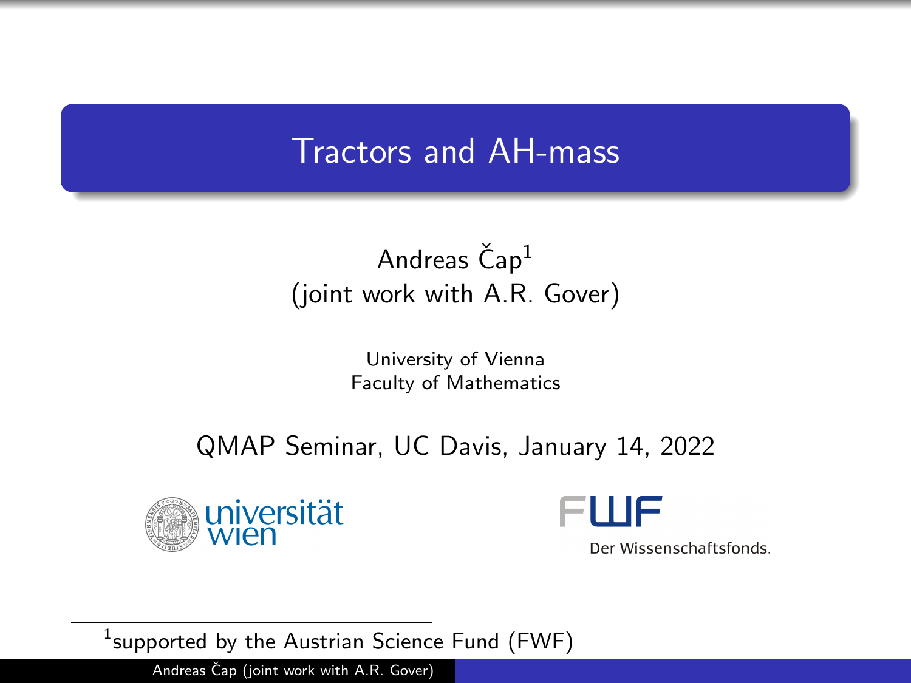# Tractors and AH-mass

Andreas Čap[1]
(joint work with A.R. Gover)

University of Vienna
Faculty of Mathematics

QMAP Seminar, UC Davis, January 14, 2022

[1] supported by the Austrian Science Fund (FWF)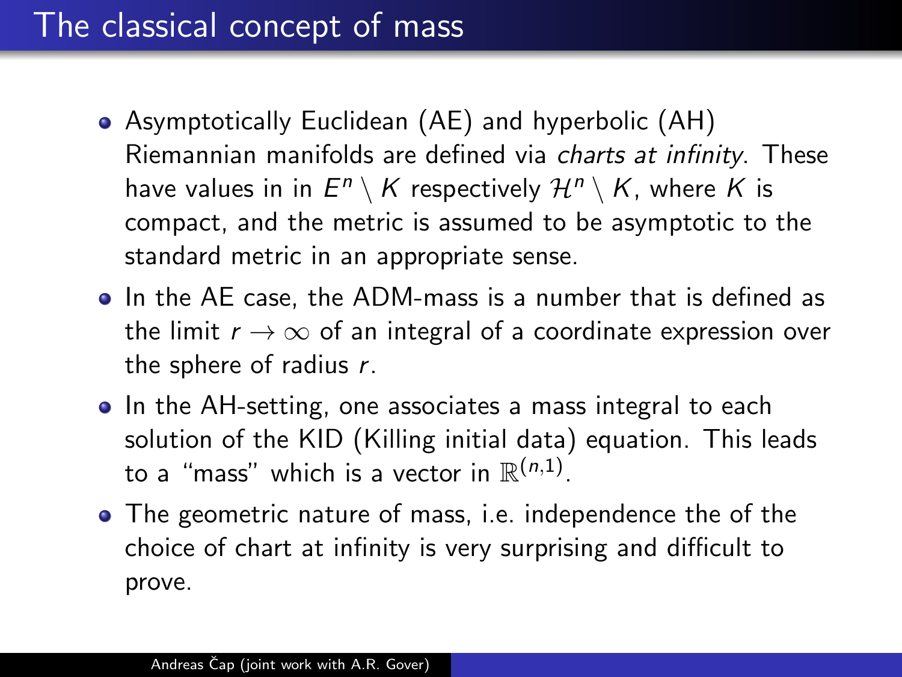# The classical concept of mass

- Asymptotically Euclidean (AE) and hyperbolic (AH) Riemannian manifolds are defined via *charts at infinity*. These have values in in $E^n \setminus K$ respectively $\mathcal{H}^n \setminus K$, where $K$ is compact, and the metric is assumed to be asymptotic to the standard metric in an appropriate sense.
- In the AE case, the ADM-mass is a number that is defined as the limit $r \to \infty$ of an integral of a coordinate expression over the sphere of radius $r$.
- In the AH-setting, one associates a mass integral to each solution of the KID (Killing initial data) equation. This leads to a "mass" which is a vector in $\mathbb{R}^{(n,1)}$.
- The geometric nature of mass, i.e. independence the of the choice of chart at infinity is very surprising and difficult to prove.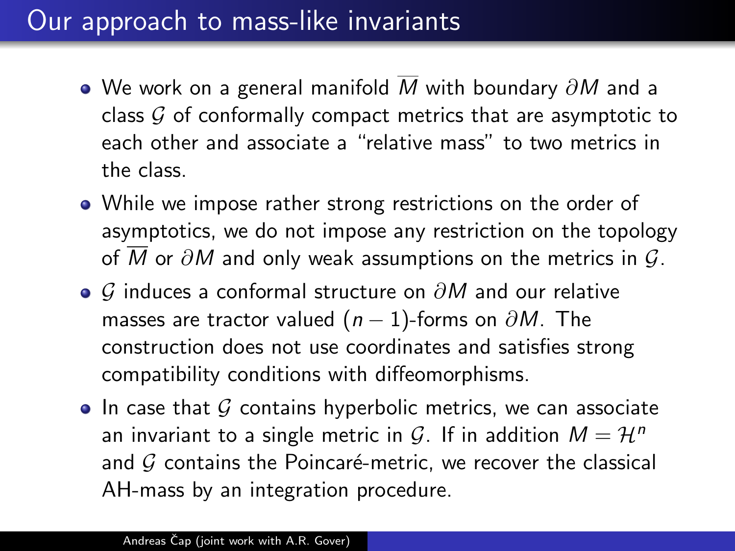# Our approach to mass-like invariants

- We work on a general manifold $\overline{M}$ with boundary $\partial M$ and a class $\mathcal{G}$ of conformally compact metrics that are asymptotic to each other and associate a "relative mass" to two metrics in the class.
- While we impose rather strong restrictions on the order of asymptotics, we do not impose any restriction on the topology of $\overline{M}$ or $\partial M$ and only weak assumptions on the metrics in $\mathcal{G}$.
- $\mathcal{G}$ induces a conformal structure on $\partial M$ and our relative masses are tractor valued $(n-1)$-forms on $\partial M$. The construction does not use coordinates and satisfies strong compatibility conditions with diffeomorphisms.
- In case that $\mathcal{G}$ contains hyperbolic metrics, we can associate an invariant to a single metric in $\mathcal{G}$. If in addition $M = \mathcal{H}^n$ and $\mathcal{G}$ contains the Poincaré-metric, we recover the classical AH-mass by an integration procedure.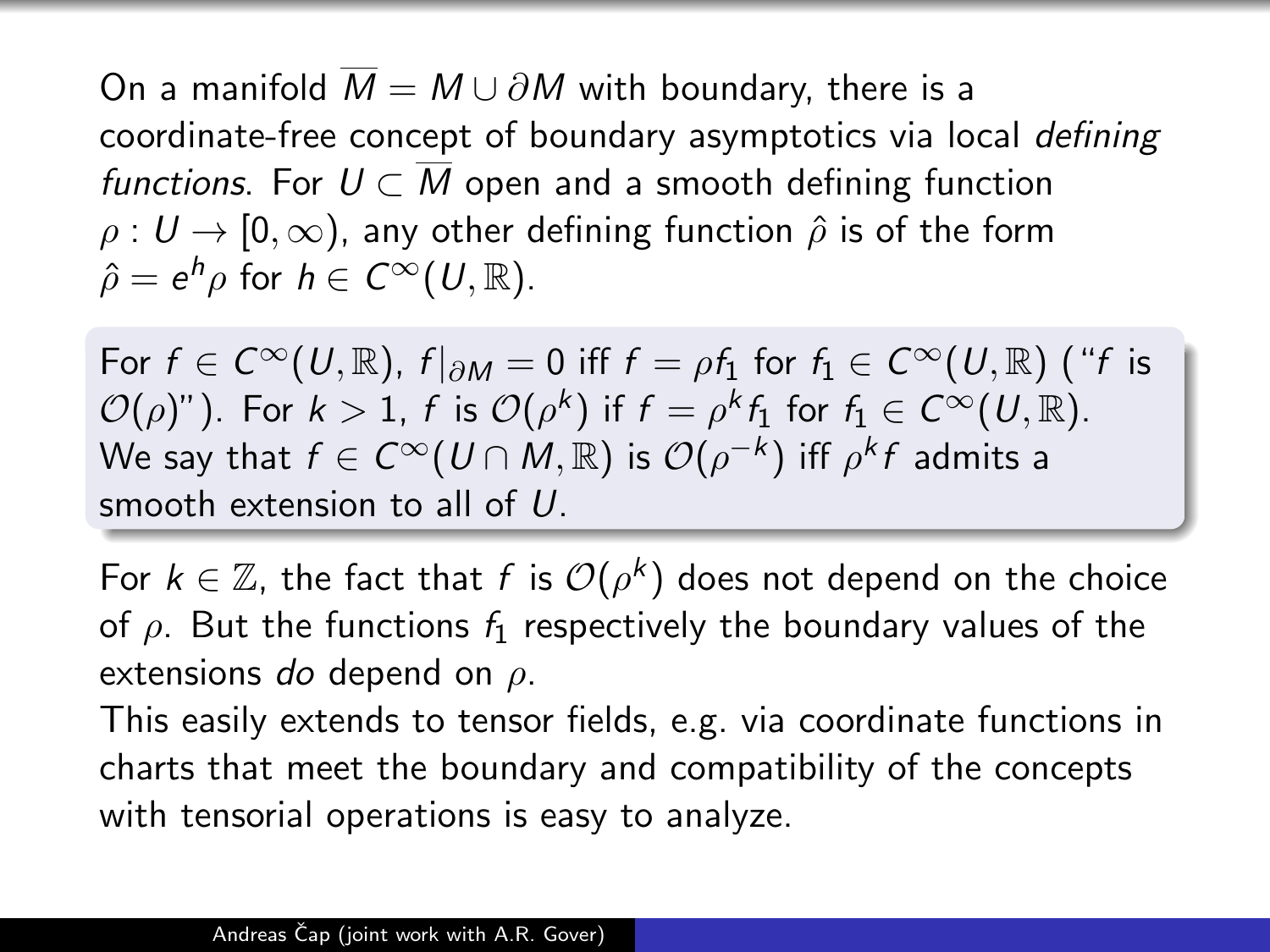On a manifold $\overline{M} = M \cup \partial M$ with boundary, there is a coordinate-free concept of boundary asymptotics via local *defining functions*. For $U \subset \overline{M}$ open and a smooth defining function $\rho : U \to [0, \infty)$, any other defining function $\hat{\rho}$ is of the form $\hat{\rho} = e^h \rho$ for $h \in C^\infty(U, \mathbb{R})$.

For $f \in C^\infty(U, \mathbb{R})$, $f|_{\partial M} = 0$ iff $f = \rho f_1$ for $f_1 \in C^\infty(U, \mathbb{R})$ ("$f$ is $\mathcal{O}(\rho)$"). For $k > 1$, $f$ is $\mathcal{O}(\rho^k)$ if $f = \rho^k f_1$ for $f_1 \in C^\infty(U, \mathbb{R})$. We say that $f \in C^\infty(U \cap M, \mathbb{R})$ is $\mathcal{O}(\rho^{-k})$ iff $\rho^k f$ admits a smooth extension to all of $U$.

For $k \in \mathbb{Z}$, the fact that $f$ is $\mathcal{O}(\rho^k)$ does not depend on the choice of $\rho$. But the functions $f_1$ respectively the boundary values of the extensions *do* depend on $\rho$.

This easily extends to tensor fields, e.g. via coordinate functions in charts that meet the boundary and compatibility of the concepts with tensorial operations is easy to analyze.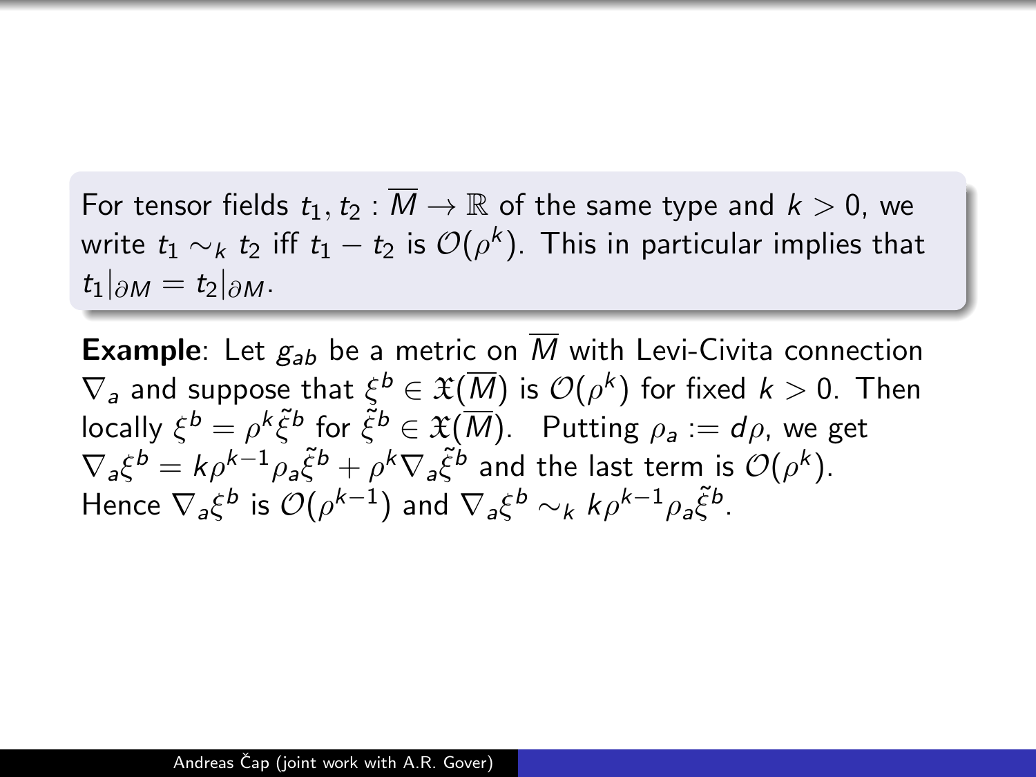For tensor fields $t_1, t_2 : \overline{M} \to \mathbb{R}$ of the same type and $k > 0$, we write $t_1 \sim_k t_2$ iff $t_1 - t_2$ is $\mathcal{O}(\rho^k)$. This in particular implies that $t_1|_{\partial M} = t_2|_{\partial M}$.

**Example**: Let $g_{ab}$ be a metric on $\overline{M}$ with Levi-Civita connection $\nabla_a$ and suppose that $\xi^b \in \mathfrak{X}(\overline{M})$ is $\mathcal{O}(\rho^k)$ for fixed $k > 0$. Then locally $\xi^b = \rho^k \tilde{\xi}^b$ for $\tilde{\xi}^b \in \mathfrak{X}(\overline{M})$. Putting $\rho_a := d\rho$, we get $\nabla_a \xi^b = k\rho^{k-1}\rho_a \tilde{\xi}^b + \rho^k \nabla_a \tilde{\xi}^b$ and the last term is $\mathcal{O}(\rho^k)$. Hence $\nabla_a \xi^b$ is $\mathcal{O}(\rho^{k-1})$ and $\nabla_a \xi^b \sim_k k\rho^{k-1}\rho_a \tilde{\xi}^b$.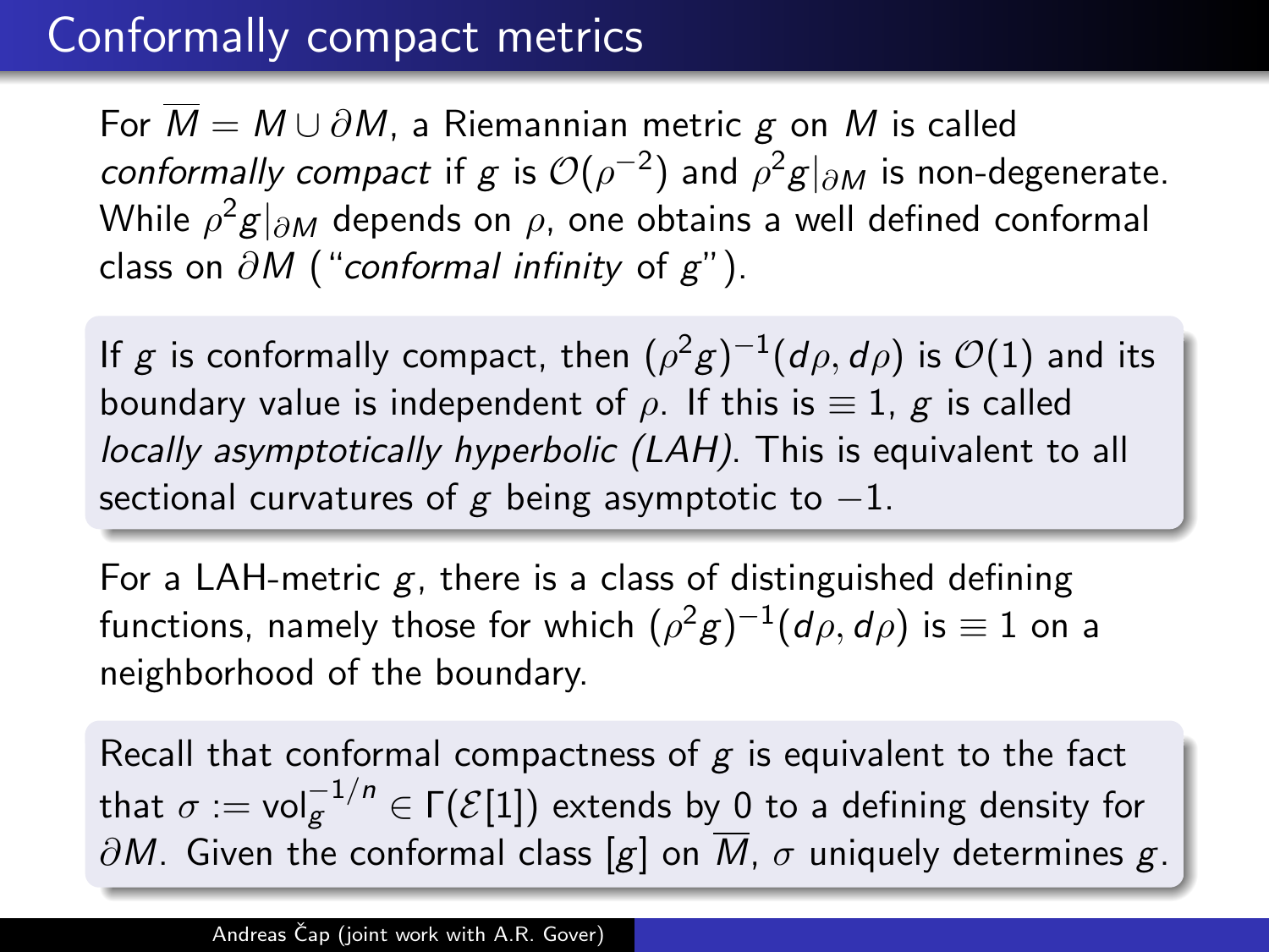# Conformally compact metrics

For $\overline{M} = M \cup \partial M$, a Riemannian metric $g$ on $M$ is called *conformally compact* if $g$ is $\mathcal{O}(\rho^{-2})$ and $\rho^2 g|_{\partial M}$ is non-degenerate. While $\rho^2 g|_{\partial M}$ depends on $\rho$, one obtains a well defined conformal class on $\partial M$ ("*conformal infinity* of $g$").

If $g$ is conformally compact, then $(\rho^2 g)^{-1}(d\rho, d\rho)$ is $\mathcal{O}(1)$ and its boundary value is independent of $\rho$. If this is $\equiv 1$, $g$ is called *locally asymptotically hyperbolic (LAH)*. This is equivalent to all sectional curvatures of $g$ being asymptotic to $-1$.

For a LAH-metric $g$, there is a class of distinguished defining functions, namely those for which $(\rho^2 g)^{-1}(d\rho, d\rho)$ is $\equiv 1$ on a neighborhood of the boundary.

Recall that conformal compactness of $g$ is equivalent to the fact that $\sigma := \mathrm{vol}_g^{-1/n} \in \Gamma(\mathcal{E}[1])$ extends by 0 to a defining density for $\partial M$. Given the conformal class $[g]$ on $\overline{M}$, $\sigma$ uniquely determines $g$.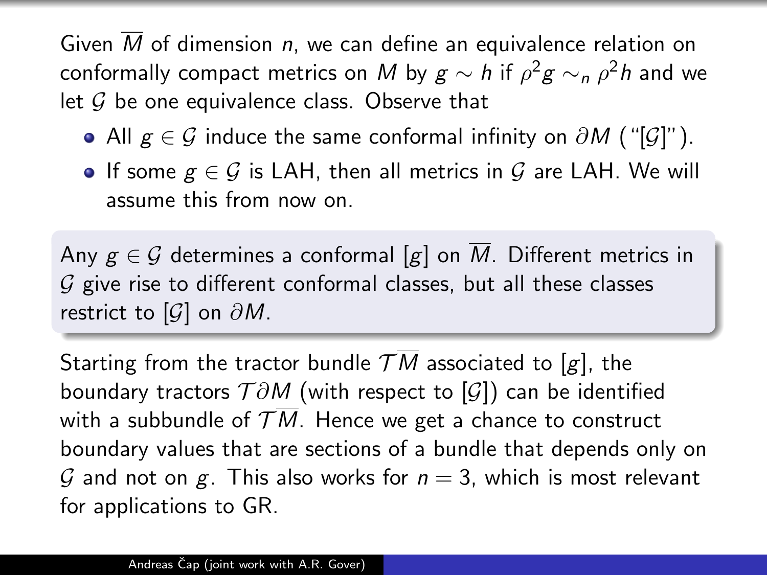Given $\overline{M}$ of dimension $n$, we can define an equivalence relation on conformally compact metrics on $M$ by $g \sim h$ if $\rho^2 g \sim_n \rho^2 h$ and we let $\mathcal{G}$ be one equivalence class. Observe that

- All $g \in \mathcal{G}$ induce the same conformal infinity on $\partial M$ ("$[\mathcal{G}]$").
- If some $g \in \mathcal{G}$ is LAH, then all metrics in $\mathcal{G}$ are LAH. We will assume this from now on.

Any $g \in \mathcal{G}$ determines a conformal $[g]$ on $\overline{M}$. Different metrics in $\mathcal{G}$ give rise to different conformal classes, but all these classes restrict to $[\mathcal{G}]$ on $\partial M$.

Starting from the tractor bundle $\mathcal{T}\overline{M}$ associated to $[g]$, the boundary tractors $\mathcal{T}\partial M$ (with respect to $[\mathcal{G}]$) can be identified with a subbundle of $\mathcal{T}\overline{M}$. Hence we get a chance to construct boundary values that are sections of a bundle that depends only on $\mathcal{G}$ and not on $g$. This also works for $n = 3$, which is most relevant for applications to GR.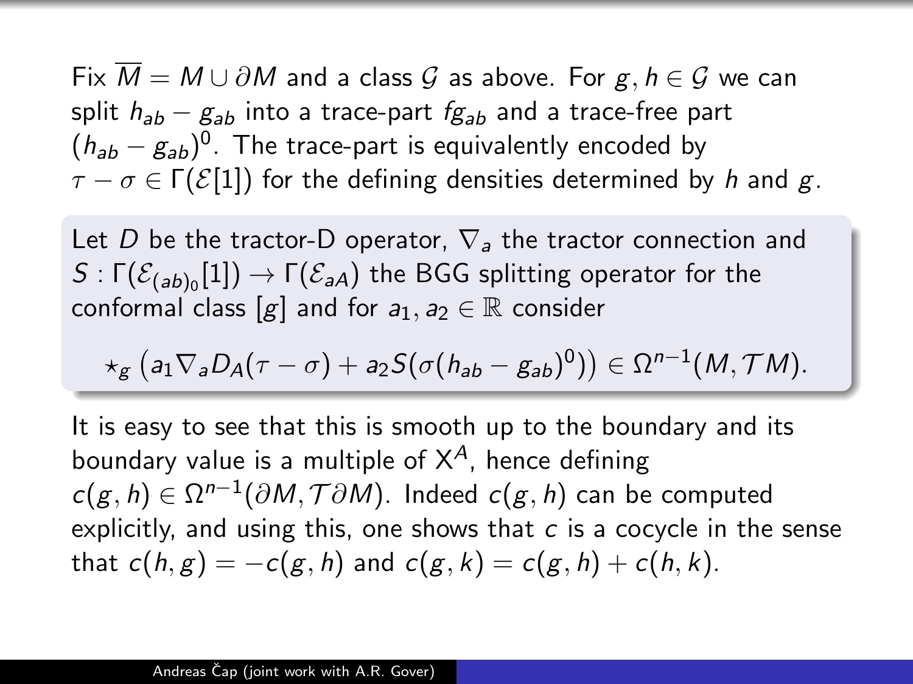Fix $\overline{M} = M \cup \partial M$ and a class $\mathcal{G}$ as above. For $g, h \in \mathcal{G}$ we can split $h_{ab} - g_{ab}$ into a trace-part $f g_{ab}$ and a trace-free part $(h_{ab} - g_{ab})^0$. The trace-part is equivalently encoded by $\tau - \sigma \in \Gamma(\mathcal{E}[1])$ for the defining densities determined by $h$ and $g$.

Let $D$ be the tractor-D operator, $\nabla_a$ the tractor connection and $S : \Gamma(\mathcal{E}_{(ab)_0}[1]) \to \Gamma(\mathcal{E}_{aA})$ the BGG splitting operator for the conformal class $[g]$ and for $a_1, a_2 \in \mathbb{R}$ consider

$$\star_g \left( a_1 \nabla_a D_A(\tau - \sigma) + a_2 S(\sigma(h_{ab} - g_{ab})^0) \right) \in \Omega^{n-1}(M, \mathcal{T}M).$$

It is easy to see that this is smooth up to the boundary and its boundary value is a multiple of $X^A$, hence defining $c(g, h) \in \Omega^{n-1}(\partial M, \mathcal{T}\partial M)$. Indeed $c(g, h)$ can be computed explicitly, and using this, one shows that $c$ is a cocycle in the sense that $c(h, g) = -c(g, h)$ and $c(g, k) = c(g, h) + c(h, k)$.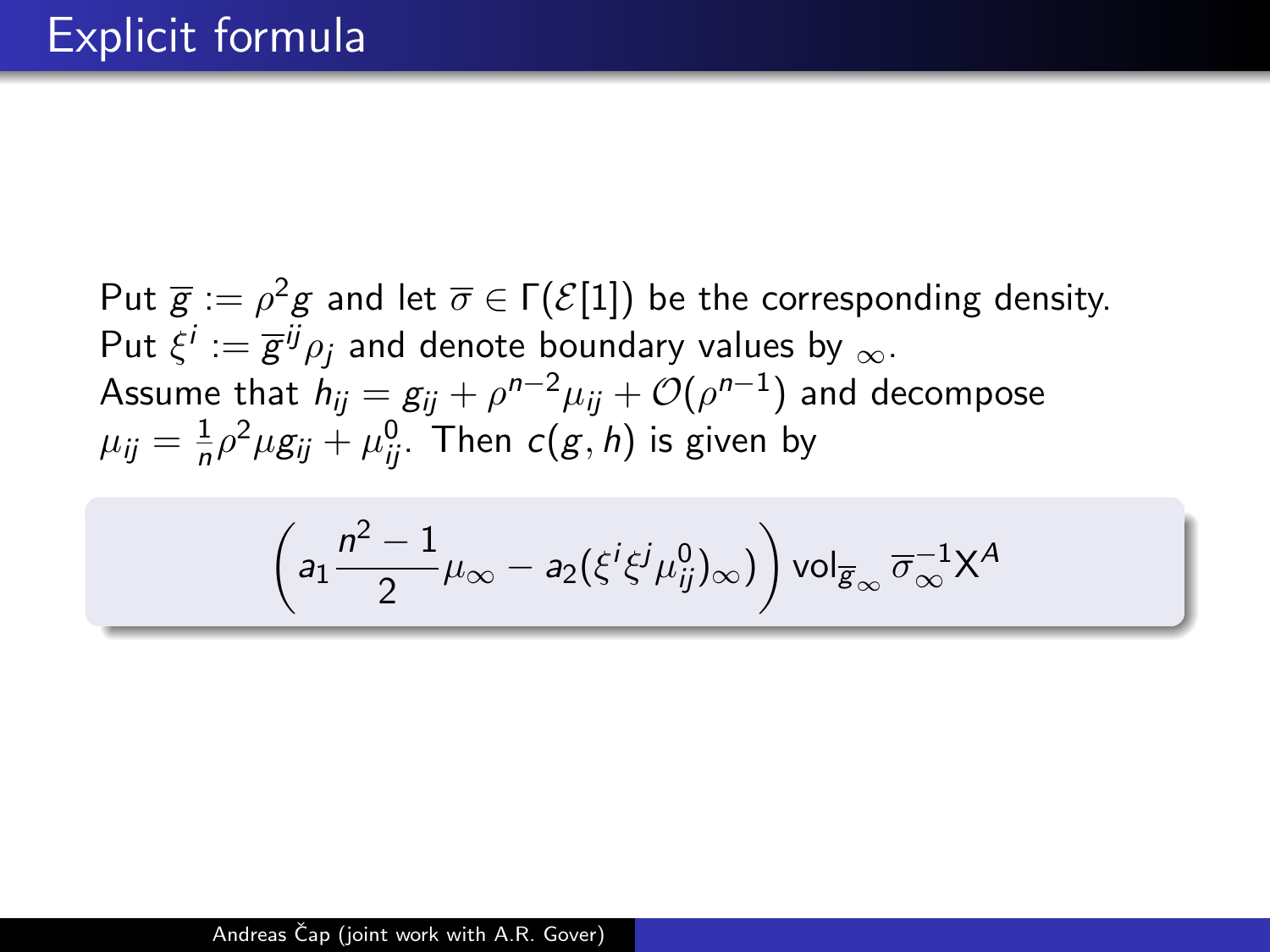# Explicit formula

Put $\overline{g} := \rho^2 g$ and let $\overline{\sigma} \in \Gamma(\mathcal{E}[1])$ be the corresponding density. Put $\xi^i := \overline{g}^{ij}\rho_j$ and denote boundary values by ${}_\infty$. Assume that $h_{ij} = g_{ij} + \rho^{n-2}\mu_{ij} + \mathcal{O}(\rho^{n-1})$ and decompose $\mu_{ij} = \frac{1}{n}\rho^2 \mu g_{ij} + \mu^0_{ij}$. Then $c(g,h)$ is given by

$$\left( a_1 \frac{n^2-1}{2}\mu_\infty - a_2(\xi^i \xi^j \mu^0_{ij})_\infty \right) \mathrm{vol}_{\overline{g}_\infty} \overline{\sigma}_\infty^{-1} \mathsf{X}^A$$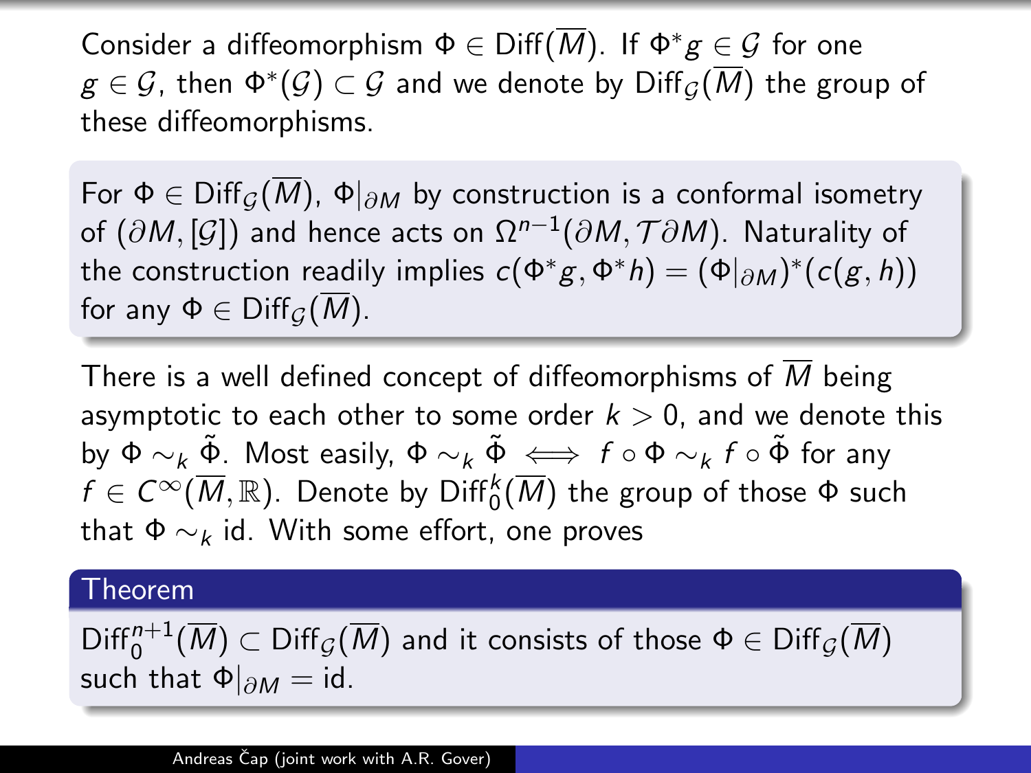Consider a diffeomorphism $\Phi \in \text{Diff}(\overline{M})$. If $\Phi^* g \in \mathcal{G}$ for one $g \in \mathcal{G}$, then $\Phi^*(\mathcal{G}) \subset \mathcal{G}$ and we denote by $\text{Diff}_{\mathcal{G}}(\overline{M})$ the group of these diffeomorphisms.

For $\Phi \in \text{Diff}_{\mathcal{G}}(\overline{M})$, $\Phi|_{\partial M}$ by construction is a conformal isometry of $(\partial M, [\mathcal{G}])$ and hence acts on $\Omega^{n-1}(\partial M, \mathcal{T}\partial M)$. Naturality of the construction readily implies $c(\Phi^* g, \Phi^* h) = (\Phi|_{\partial M})^*(c(g,h))$ for any $\Phi \in \text{Diff}_{\mathcal{G}}(\overline{M})$.

There is a well defined concept of diffeomorphisms of $\overline{M}$ being asymptotic to each other to some order $k > 0$, and we denote this by $\Phi \sim_k \tilde{\Phi}$. Most easily, $\Phi \sim_k \tilde{\Phi} \iff f \circ \Phi \sim_k f \circ \tilde{\Phi}$ for any $f \in C^\infty(\overline{M}, \mathbb{R})$. Denote by $\text{Diff}_0^k(\overline{M})$ the group of those $\Phi$ such that $\Phi \sim_k \text{id}$. With some effort, one proves

**Theorem**

$\text{Diff}_0^{n+1}(\overline{M}) \subset \text{Diff}_{\mathcal{G}}(\overline{M})$ and it consists of those $\Phi \in \text{Diff}_{\mathcal{G}}(\overline{M})$ such that $\Phi|_{\partial M} = \text{id}$.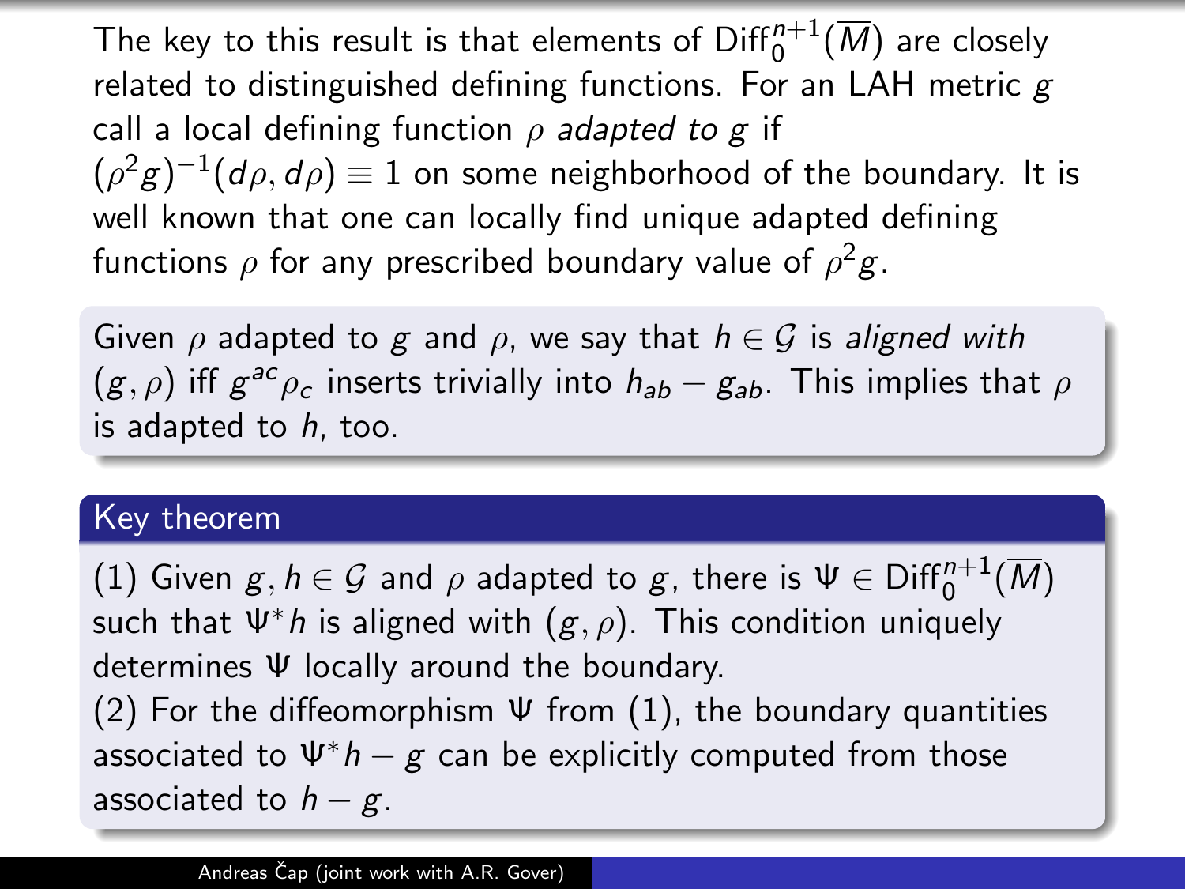The key to this result is that elements of $\mathrm{Diff}_0^{n+1}(\overline{M})$ are closely related to distinguished defining functions. For an LAH metric $g$ call a local defining function $\rho$ *adapted to* $g$ if $(\rho^2 g)^{-1}(d\rho, d\rho) \equiv 1$ on some neighborhood of the boundary. It is well known that one can locally find unique adapted defining functions $\rho$ for any prescribed boundary value of $\rho^2 g$.

Given $\rho$ adapted to $g$ and $\rho$, we say that $h \in \mathcal{G}$ is *aligned with* $(g, \rho)$ iff $g^{ac}\rho_c$ inserts trivially into $h_{ab} - g_{ab}$. This implies that $\rho$ is adapted to $h$, too.

### Key theorem

(1) Given $g, h \in \mathcal{G}$ and $\rho$ adapted to $g$, there is $\Psi \in \mathrm{Diff}_0^{n+1}(\overline{M})$ such that $\Psi^* h$ is aligned with $(g, \rho)$. This condition uniquely determines $\Psi$ locally around the boundary.

(2) For the diffeomorphism $\Psi$ from (1), the boundary quantities associated to $\Psi^* h - g$ can be explicitly computed from those associated to $h - g$.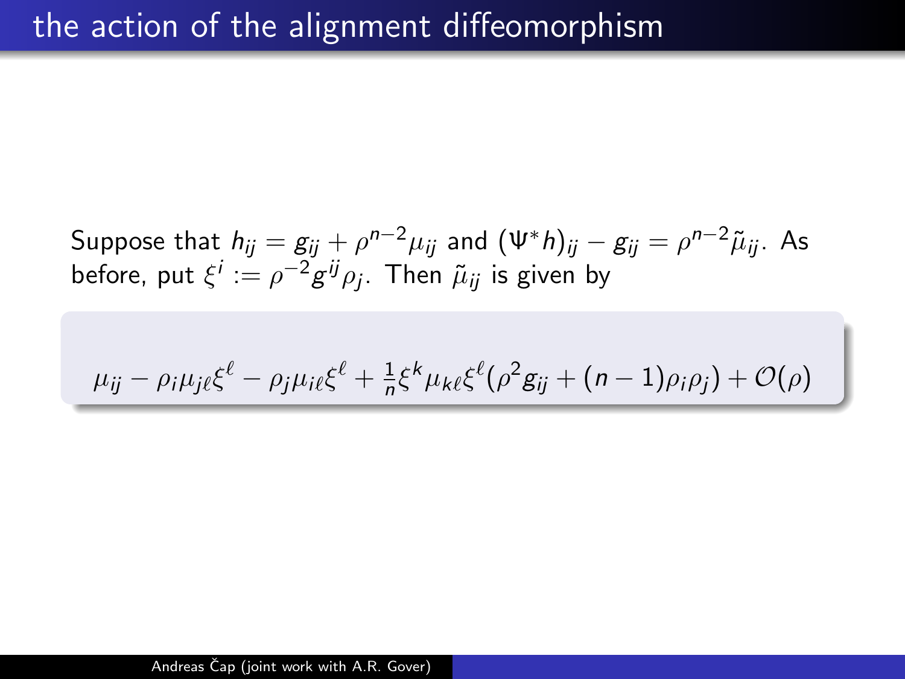# the action of the alignment diffeomorphism

Suppose that $h_{ij} = g_{ij} + \rho^{n-2}\mu_{ij}$ and $(\Psi^* h)_{ij} - g_{ij} = \rho^{n-2}\tilde{\mu}_{ij}$. As before, put $\xi^i := \rho^{-2} g^{ij}\rho_j$. Then $\tilde{\mu}_{ij}$ is given by

$$\mu_{ij} - \rho_i \mu_{j\ell}\xi^\ell - \rho_j \mu_{i\ell}\xi^\ell + \tfrac{1}{n}\xi^k \mu_{k\ell}\xi^\ell(\rho^2 g_{ij} + (n-1)\rho_i\rho_j) + \mathcal{O}(\rho)$$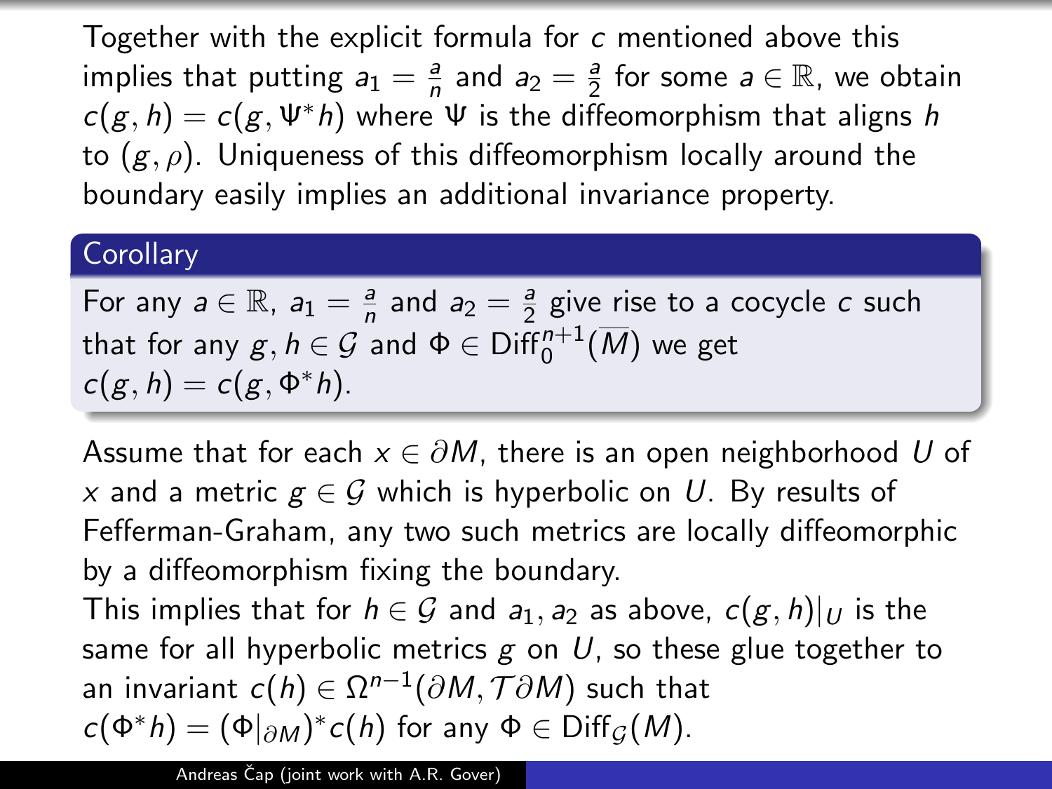Together with the explicit formula for $c$ mentioned above this implies that putting $a_1 = \frac{a}{n}$ and $a_2 = \frac{a}{2}$ for some $a \in \mathbb{R}$, we obtain $c(g, h) = c(g, \Psi^* h)$ where $\Psi$ is the diffeomorphism that aligns $h$ to $(g, \rho)$. Uniqueness of this diffeomorphism locally around the boundary easily implies an additional invariance property.

**Corollary**

For any $a \in \mathbb{R}$, $a_1 = \frac{a}{n}$ and $a_2 = \frac{a}{2}$ give rise to a cocycle $c$ such that for any $g, h \in \mathcal{G}$ and $\Phi \in \text{Diff}_0^{n+1}(\overline{M})$ we get $c(g, h) = c(g, \Phi^* h)$.

Assume that for each $x \in \partial M$, there is an open neighborhood $U$ of $x$ and a metric $g \in \mathcal{G}$ which is hyperbolic on $U$. By results of Fefferman-Graham, any two such metrics are locally diffeomorphic by a diffeomorphism fixing the boundary.

This implies that for $h \in \mathcal{G}$ and $a_1, a_2$ as above, $c(g, h)|_U$ is the same for all hyperbolic metrics $g$ on $U$, so these glue together to an invariant $c(h) \in \Omega^{n-1}(\partial M, \mathcal{T}\partial M)$ such that $c(\Phi^* h) = (\Phi|_{\partial M})^* c(h)$ for any $\Phi \in \text{Diff}_{\mathcal{G}}(M)$.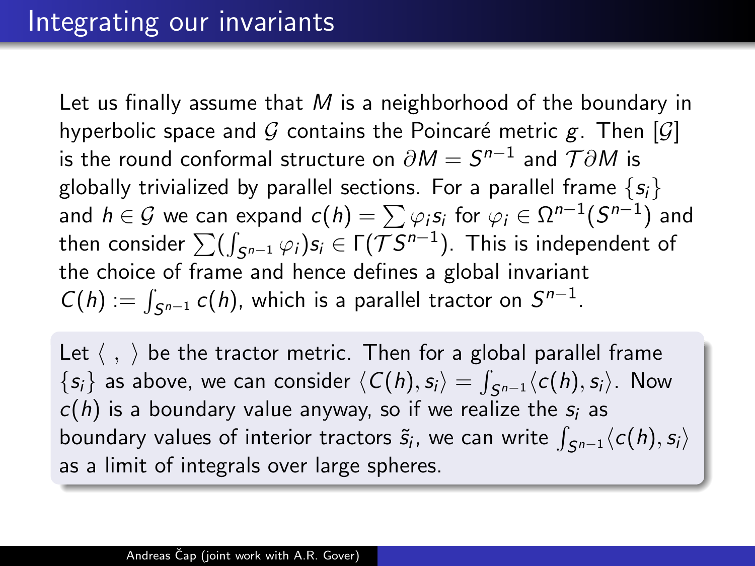# Integrating our invariants

Let us finally assume that $M$ is a neighborhood of the boundary in hyperbolic space and $\mathcal{G}$ contains the Poincaré metric $g$. Then $[\mathcal{G}]$ is the round conformal structure on $\partial M = S^{n-1}$ and $\mathcal{T}\partial M$ is globally trivialized by parallel sections. For a parallel frame $\{s_i\}$ and $h \in \mathcal{G}$ we can expand $c(h) = \sum \varphi_i s_i$ for $\varphi_i \in \Omega^{n-1}(S^{n-1})$ and then consider $\sum (\int_{S^{n-1}} \varphi_i) s_i \in \Gamma(\mathcal{T}S^{n-1})$. This is independent of the choice of frame and hence defines a global invariant $C(h) := \int_{S^{n-1}} c(h)$, which is a parallel tractor on $S^{n-1}$.

Let $\langle \ , \ \rangle$ be the tractor metric. Then for a global parallel frame $\{s_i\}$ as above, we can consider $\langle C(h), s_i \rangle = \int_{S^{n-1}} \langle c(h), s_i \rangle$. Now $c(h)$ is a boundary value anyway, so if we realize the $s_i$ as boundary values of interior tractors $\tilde{s}_i$, we can write $\int_{S^{n-1}} \langle c(h), s_i \rangle$ as a limit of integrals over large spheres.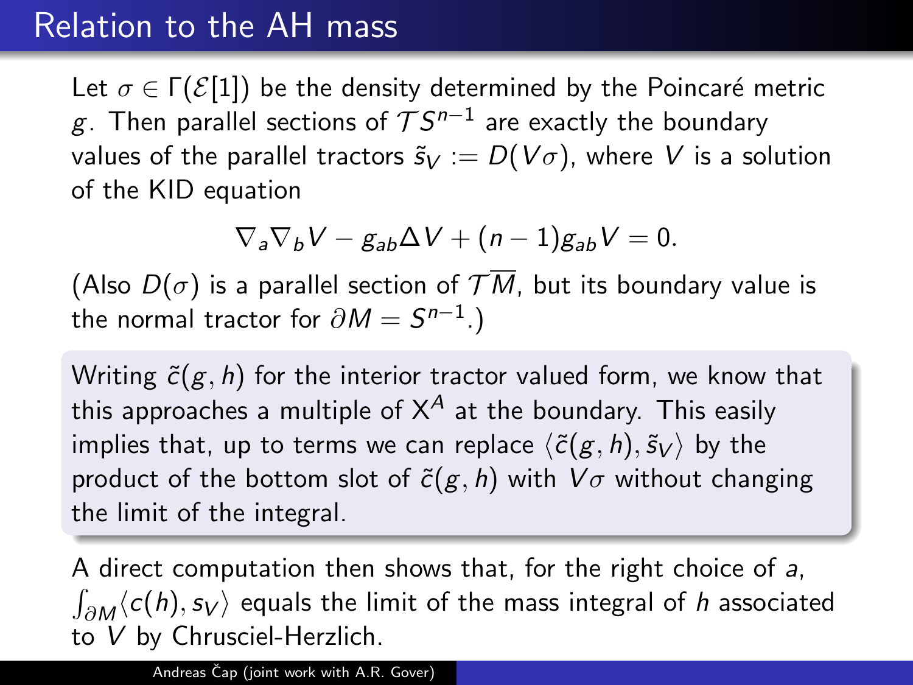# Relation to the AH mass

Let $\sigma \in \Gamma(\mathcal{E}[1])$ be the density determined by the Poincaré metric $g$. Then parallel sections of $\mathcal{T}S^{n-1}$ are exactly the boundary values of the parallel tractors $\tilde{s}_V := D(V\sigma)$, where $V$ is a solution of the KID equation

$$\nabla_a \nabla_b V - g_{ab}\Delta V + (n-1)g_{ab}V = 0.$$

(Also $D(\sigma)$ is a parallel section of $\mathcal{T}\overline{M}$, but its boundary value is the normal tractor for $\partial M = S^{n-1}$.)

Writing $\tilde{c}(g,h)$ for the interior tractor valued form, we know that this approaches a multiple of $X^A$ at the boundary. This easily implies that, up to terms we can replace $\langle \tilde{c}(g,h), \tilde{s}_V\rangle$ by the product of the bottom slot of $\tilde{c}(g,h)$ with $V\sigma$ without changing the limit of the integral.

A direct computation then shows that, for the right choice of $a$, $\int_{\partial M}\langle c(h), s_V\rangle$ equals the limit of the mass integral of $h$ associated to $V$ by Chrusciel-Herzlich.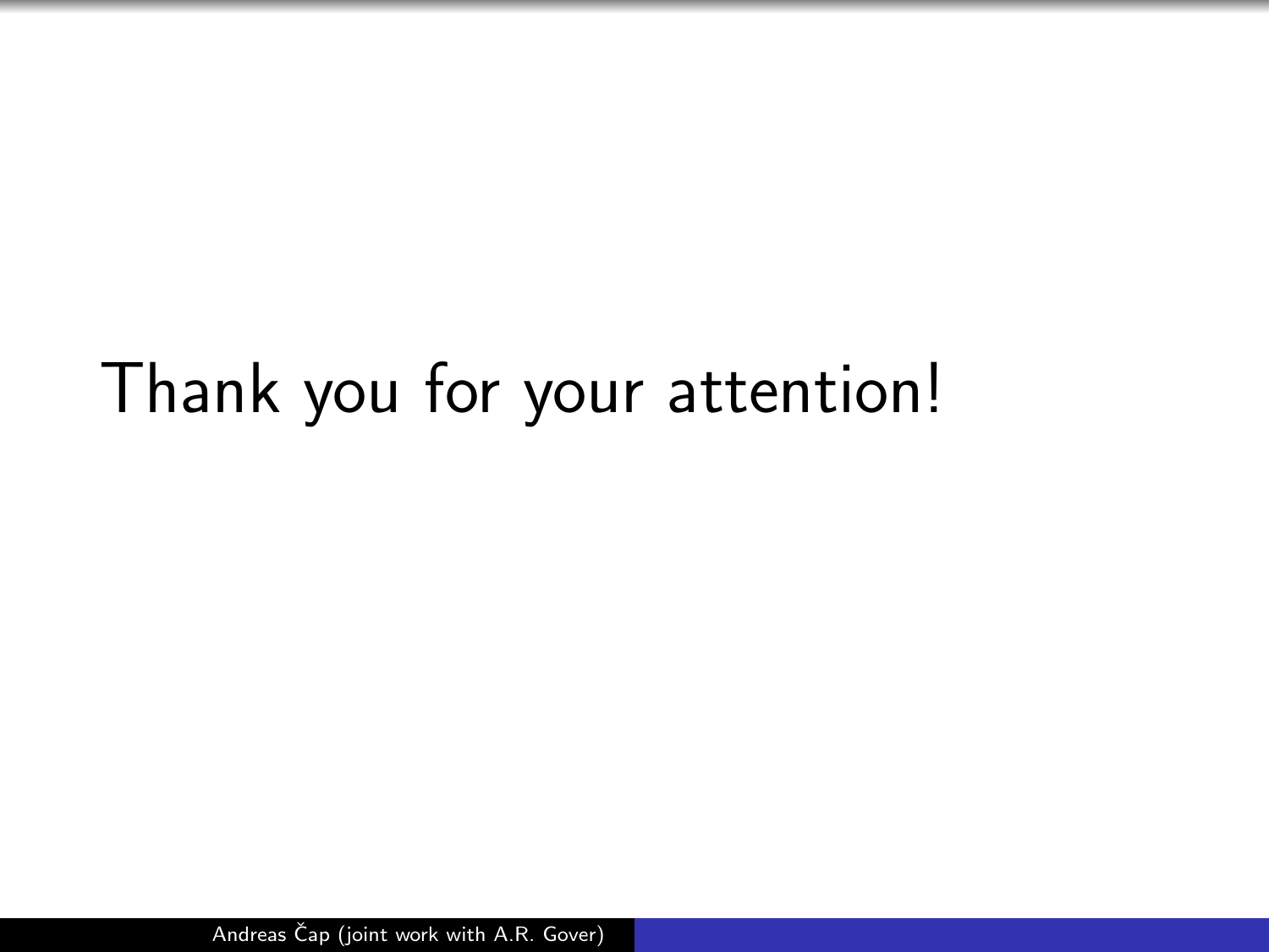Thank you for your attention!